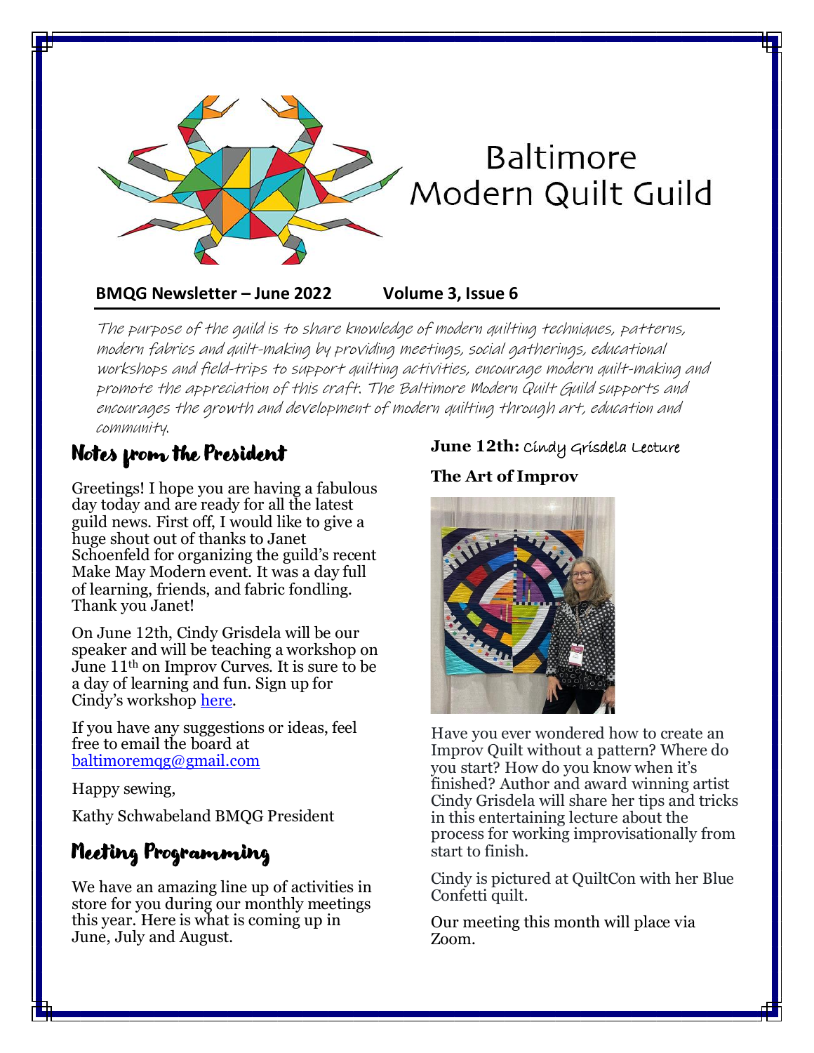# Baltimore Modern Quilt Guild

**BMQG Newsletter – June 2022 Volume 3, Issue 6**

*The purpose of the guild is to share knowledge of modern quilting techniques, patterns, modern fabrics and quilt-making by providing meetings, social gatherings, educational workshops and field-trips to support quilting activities, encourage modern quilt-making and promote the appreciation of this craft. The Baltimore Modern Quilt Guild supports and encourages the growth and development of modern quilting through art, education and community.*

## Notes from the President

Greetings! I hope you are having a fabulous day today and are ready for all the latest guild news. First off, I would like to give a huge shout out of thanks to Janet Schoenfeld for organizing the guild's recent Make May Modern event. It was a day full of learning, friends, and fabric fondling. Thank you Janet!

On June 12th, Cindy Grisdela will be our speaker and will be teaching a workshop on June 11th on Improv Curves. It is sure to be a day of learning and fun. Sign up for Cindy's workshop here.

If you have any suggestions or ideas, feel free to email the board at baltimoremqg@gmail.com

Happy sewing,

Kathy Schwabeland BMQG President

## Meeting Programming

We have an amazing line up of activities in store for you during our monthly meetings this year. Here is what is coming up in June, July and August.

**June 12th:** Cindy Grisdela Lecture

**The Art of Improv**

Have you ever wondered how to create an Improv Quilt without a pattern? Where do you start? How do you know when it's finished? Author and award winning artist Cindy Grisdela will share her tips and tricks in this entertaining lecture about the process for working improvisationally from start to finish.

Cindy is pictured at QuiltCon with her Blue Confetti quilt.

Our meeting this month will place via Zoom.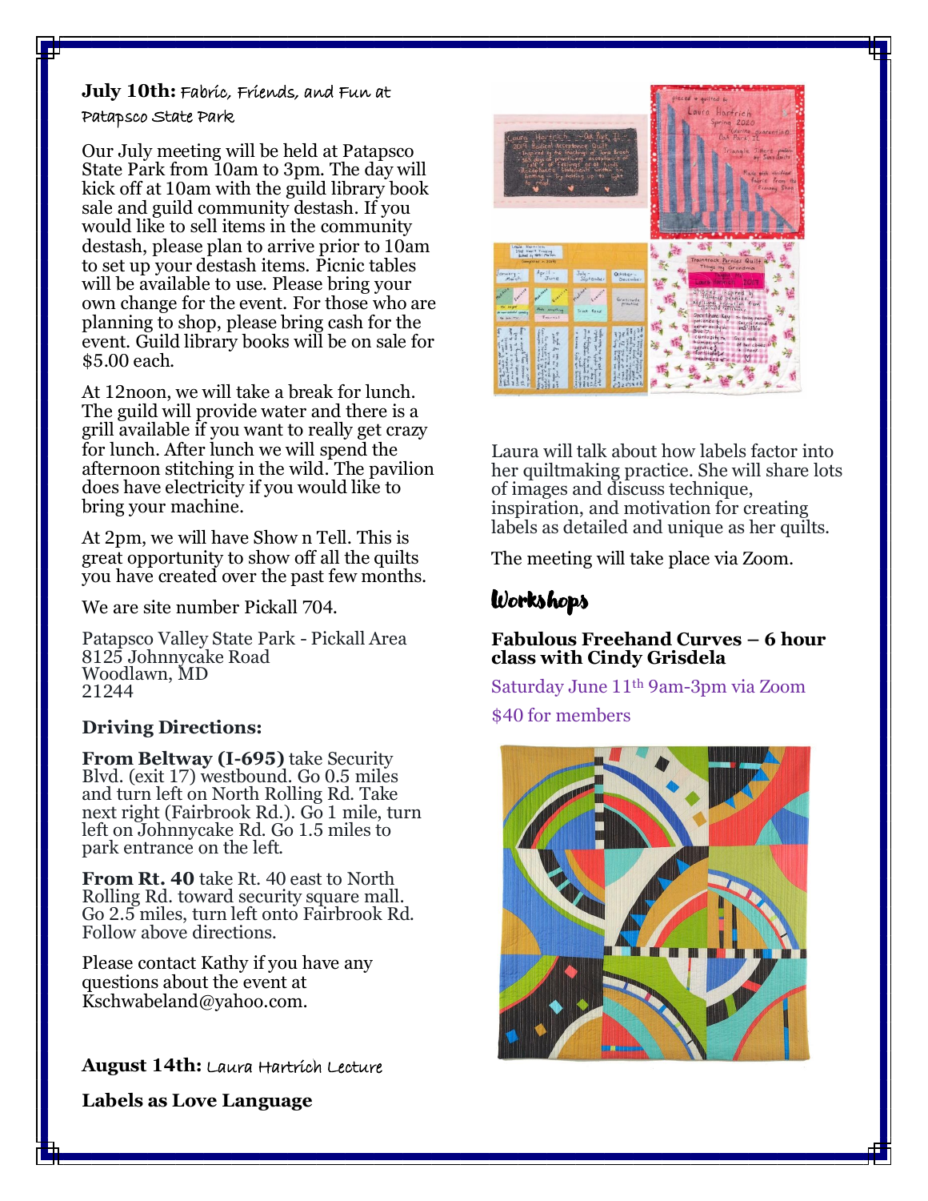**July 10th:** Fabric, Friends, and Fun at Patapsco State Park

Our July meeting will be held at Patapsco State Park from 10am to 3pm. The day will kick off at 10am with the guild library book sale and guild community destash. If you would like to sell items in the community destash, please plan to arrive prior to 10am to set up your destash items. Picnic tables will be available to use. Please bring your own change for the event. For those who are planning to shop, please bring cash for the event. Guild library books will be on sale for $5.00 each.

At 12noon, we will take a break for lunch. The guild will provide water and there is a grill available if you want to really get crazy for lunch. After lunch we will spend the afternoon stitching in the wild. The pavilion does have electricity if you would like to bring your machine.

At 2pm, we will have Show n Tell. This is great opportunity to show off all the quilts you have created over the past few months.

We are site number Pickall 704.

Patapsco Valley State Park - Pickall Area
8125 Johnnycake Road
Woodlawn, MD
21244

**Driving Directions:**

**From Beltway (I-695)** take Security Blvd. (exit 17) westbound. Go 0.5 miles and turn left on North Rolling Rd. Take next right (Fairbrook Rd.). Go 1 mile, turn left on Johnnycake Rd. Go 1.5 miles to park entrance on the left.

**From Rt. 40** take Rt. 40 east to North Rolling Rd. toward security square mall. Go 2.5 miles, turn left onto Fairbrook Rd. Follow above directions.

Please contact Kathy if you have any questions about the event at Kschwabeland@yahoo.com.

**August 14th:** Laura Hartrich Lecture

**Labels as Love Language**

Laura will talk about how labels factor into her quiltmaking practice. She will share lots of images and discuss technique, inspiration, and motivation for creating labels as detailed and unique as her quilts.

The meeting will take place via Zoom.

## Workshops

**Fabulous Freehand Curves – 6 hour class with Cindy Grisdela**

Saturday June 11th 9am-3pm via Zoom

$40 for members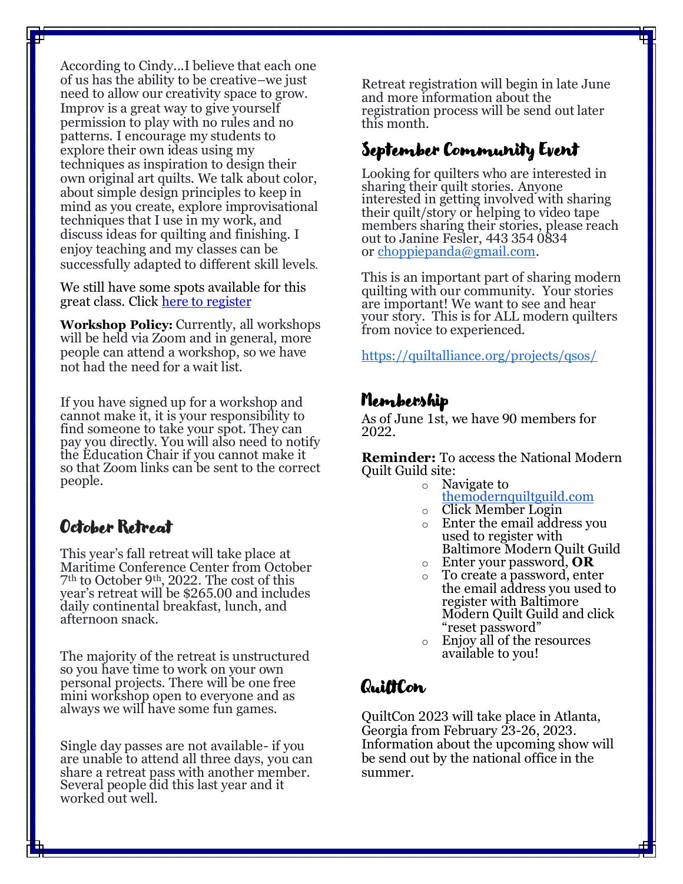According to Cindy...I believe that each one of us has the ability to be creative–we just need to allow our creativity space to grow. Improv is a great way to give yourself permission to play with no rules and no patterns. I encourage my students to explore their own ideas using my techniques as inspiration to design their own original art quilts. We talk about color, about simple design principles to keep in mind as you create, explore improvisational techniques that I use in my work, and discuss ideas for quilting and finishing. I enjoy teaching and my classes can be successfully adapted to different skill levels.

We still have some spots available for this great class. Click here to register

**Workshop Policy:** Currently, all workshops will be held via Zoom and in general, more people can attend a workshop, so we have not had the need for a wait list.

If you have signed up for a workshop and cannot make it, it is your responsibility to find someone to take your spot. They can pay you directly. You will also need to notify the Education Chair if you cannot make it so that Zoom links can be sent to the correct people.

## October Retreat

This year's fall retreat will take place at Maritime Conference Center from October 7th to October 9th, 2022. The cost of this year's retreat will be $265.00 and includes daily continental breakfast, lunch, and afternoon snack.

The majority of the retreat is unstructured so you have time to work on your own personal projects. There will be one free mini workshop open to everyone and as always we will have some fun games.

Single day passes are not available- if you are unable to attend all three days, you can share a retreat pass with another member. Several people did this last year and it worked out well.

Retreat registration will begin in late June and more information about the registration process will be send out later this month.

## September Community Event

Looking for quilters who are interested in sharing their quilt stories. Anyone interested in getting involved with sharing their quilt/story or helping to video tape members sharing their stories, please reach out to Janine Fesler, 443 354 0834 or choppiepanda@gmail.com.

This is an important part of sharing modern quilting with our community. Your stories are important! We want to see and hear your story. This is for ALL modern quilters from novice to experienced.

https://quiltalliance.org/projects/qsos/

## Membership

As of June 1st, we have 90 members for 2022.

**Reminder:** To access the National Modern Quilt Guild site:

- Navigate to themodernquiltguild.com
- Click Member Login
- Enter the email address you used to register with Baltimore Modern Quilt Guild
- Enter your password, **OR**
- To create a password, enter the email address you used to register with Baltimore Modern Quilt Guild and click "reset password"
- Enjoy all of the resources available to you!

## QuiltCon

QuiltCon 2023 will take place in Atlanta, Georgia from February 23-26, 2023. Information about the upcoming show will be send out by the national office in the summer.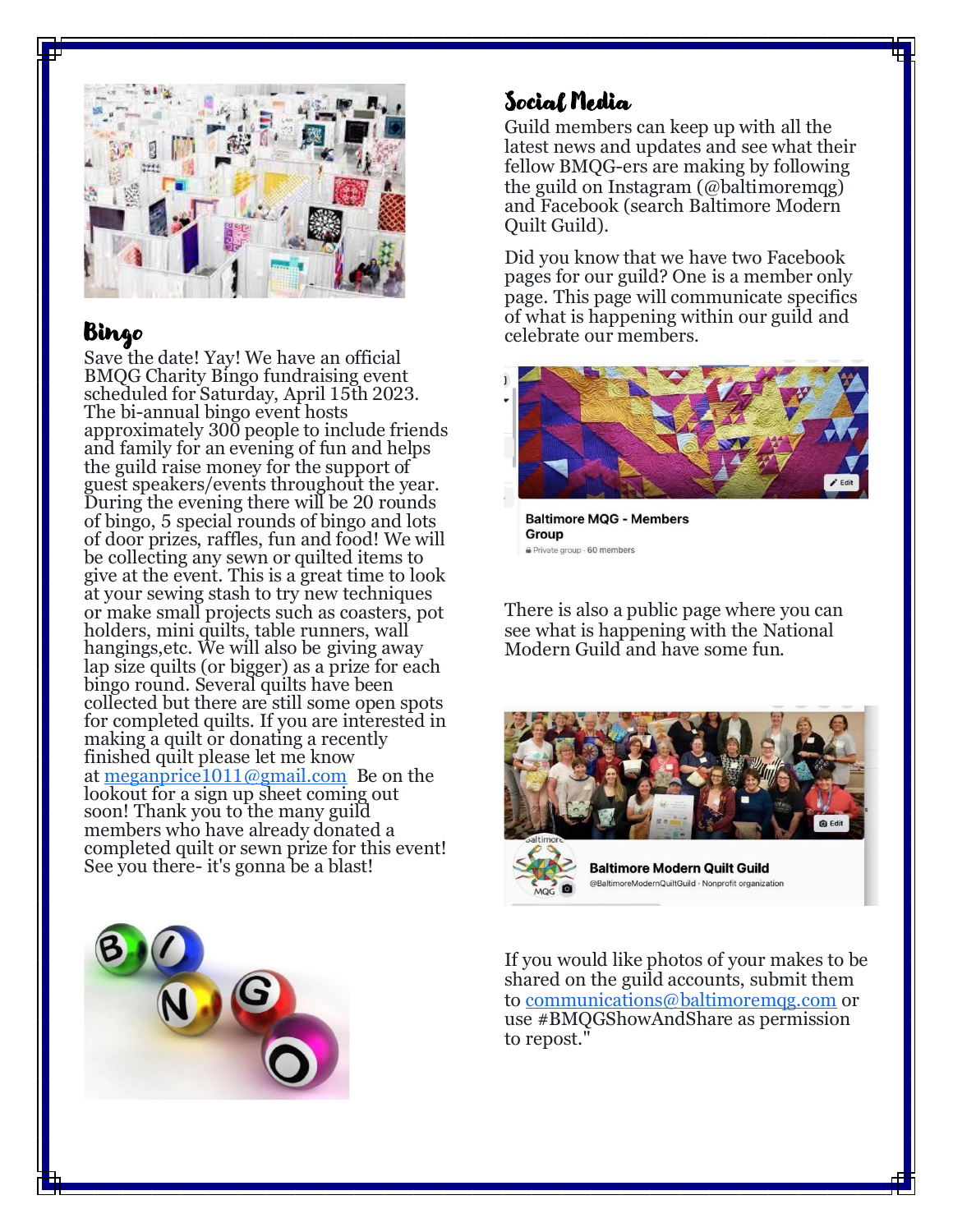## Bingo

Save the date! Yay! We have an official BMQG Charity Bingo fundraising event scheduled for Saturday, April 15th 2023. The bi-annual bingo event hosts approximately 300 people to include friends and family for an evening of fun and helps the guild raise money for the support of guest speakers/events throughout the year. During the evening there will be 20 rounds of bingo, 5 special rounds of bingo and lots of door prizes, raffles, fun and food! We will be collecting any sewn or quilted items to give at the event. This is a great time to look at your sewing stash to try new techniques or make small projects such as coasters, pot holders, mini quilts, table runners, wall hangings,etc. We will also be giving away lap size quilts (or bigger) as a prize for each bingo round. Several quilts have been collected but there are still some open spots for completed quilts. If you are interested in making a quilt or donating a recently finished quilt please let me know at meganprice1011@gmail.com Be on the lookout for a sign up sheet coming out soon! Thank you to the many guild members who have already donated a completed quilt or sewn prize for this event! See you there- it's gonna be a blast!

## Social Media

Guild members can keep up with all the latest news and updates and see what their fellow BMQG-ers are making by following the guild on Instagram (@baltimoremqg) and Facebook (search Baltimore Modern Quilt Guild).

Did you know that we have two Facebook pages for our guild? One is a member only page. This page will communicate specifics of what is happening within our guild and celebrate our members.

There is also a public page where you can see what is happening with the National Modern Guild and have some fun.

If you would like photos of your makes to be shared on the guild accounts, submit them to communications@baltimoremqg.com or use #BMQGShowAndShare as permission to repost."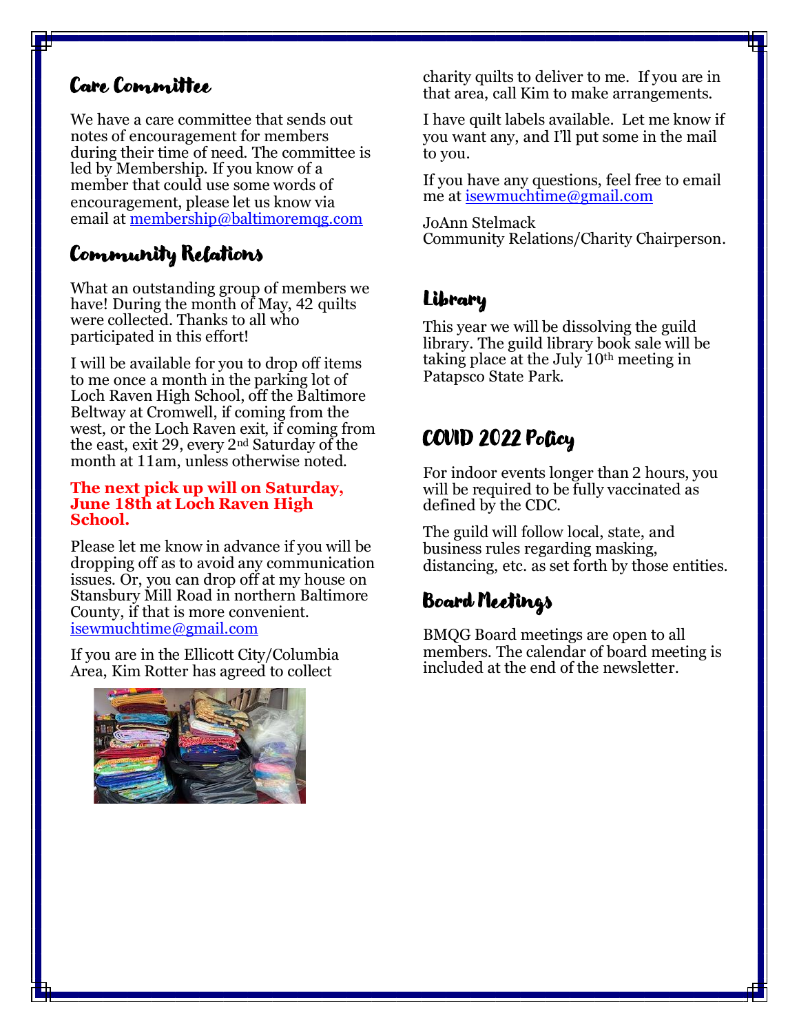## Care Committee

We have a care committee that sends out notes of encouragement for members during their time of need. The committee is led by Membership. If you know of a member that could use some words of encouragement, please let us know via email at membership@baltimoremqg.com

## Community Relations

What an outstanding group of members we have! During the month of May, 42 quilts were collected. Thanks to all who participated in this effort!

I will be available for you to drop off items to me once a month in the parking lot of Loch Raven High School, off the Baltimore Beltway at Cromwell, if coming from the west, or the Loch Raven exit, if coming from the east, exit 29, every 2nd Saturday of the month at 11am, unless otherwise noted.

**The next pick up will on Saturday, June 18th at Loch Raven High School.**

Please let me know in advance if you will be dropping off as to avoid any communication issues. Or, you can drop off at my house on Stansbury Mill Road in northern Baltimore County, if that is more convenient. isewmuchtime@gmail.com

If you are in the Ellicott City/Columbia Area, Kim Rotter has agreed to collect charity quilts to deliver to me. If you are in that area, call Kim to make arrangements.

I have quilt labels available. Let me know if you want any, and I'll put some in the mail to you.

If you have any questions, feel free to email me at isewmuchtime@gmail.com

JoAnn Stelmack
Community Relations/Charity Chairperson.

## Library

This year we will be dissolving the guild library. The guild library book sale will be taking place at the July 10th meeting in Patapsco State Park.

## COVID 2022 Policy

For indoor events longer than 2 hours, you will be required to be fully vaccinated as defined by the CDC.

The guild will follow local, state, and business rules regarding masking, distancing, etc. as set forth by those entities.

## Board Meetings

BMQG Board meetings are open to all members. The calendar of board meeting is included at the end of the newsletter.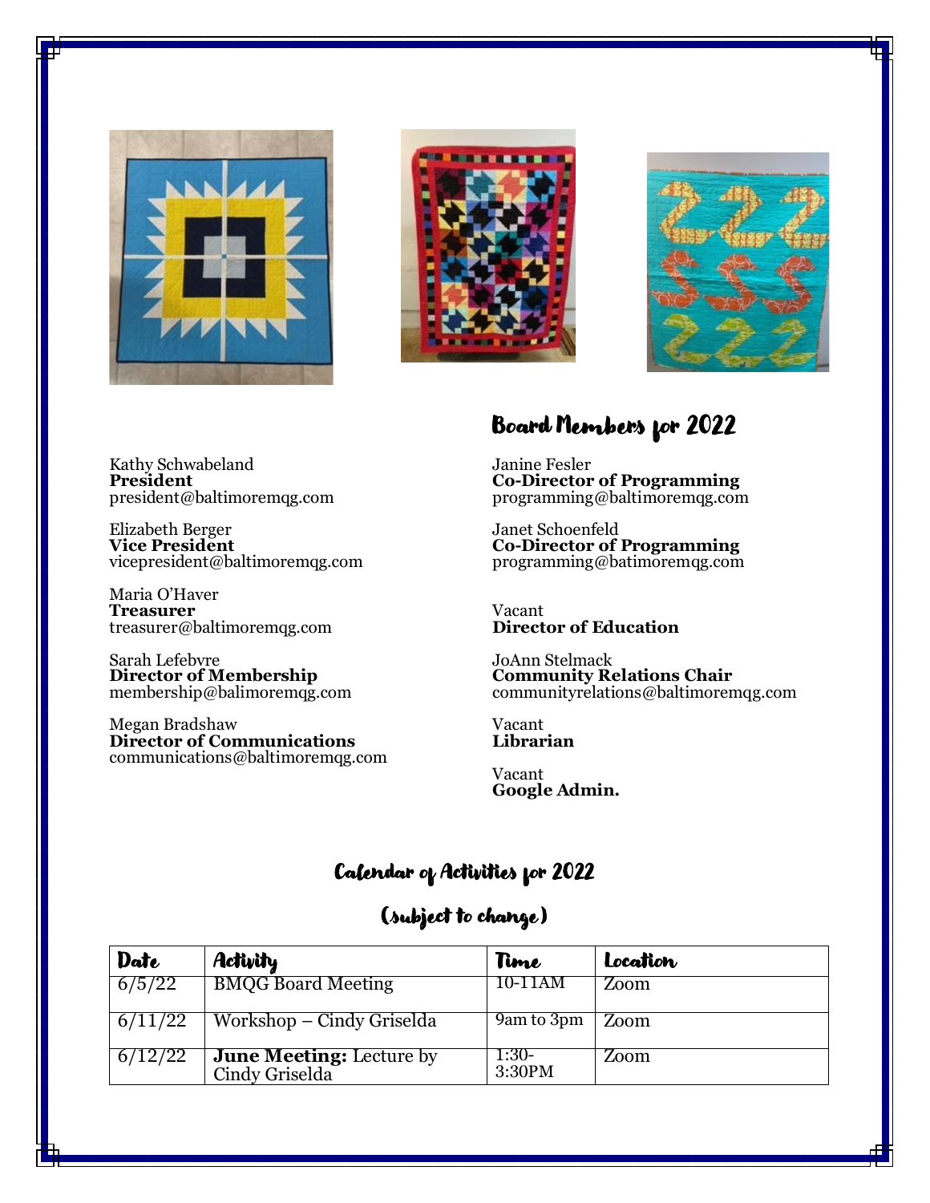## Board Members for 2022

Kathy Schwabeland
**President**
president@baltimoremqg.com

Elizabeth Berger
**Vice President**
vicepresident@baltimoremqg.com

Maria O'Haver
**Treasurer**
treasurer@baltimoremqg.com

Sarah Lefebvre
**Director of Membership**
membership@balimoremqg.com

Megan Bradshaw
**Director of Communications**
communications@baltimoremqg.com

Janine Fesler
**Co-Director of Programming**
programming@baltimoremqg.com

Janet Schoenfeld
**Co-Director of Programming**
programming@batimoremqg.com

Vacant
**Director of Education**

JoAnn Stelmack
**Community Relations Chair**
communityrelations@baltimoremqg.com

Vacant
**Librarian**

Vacant
**Google Admin.**

## Calendar of Activities for 2022

## (subject to change)

| Date | Activity | Time | Location |
|---|---|---|---|
| 6/5/22 | BMQG Board Meeting | 10-11AM | Zoom |
| 6/11/22 | Workshop – Cindy Griselda | 9am to 3pm | Zoom |
| 6/12/22 | **June Meeting:** Lecture by Cindy Griselda | 1:30-3:30PM | Zoom |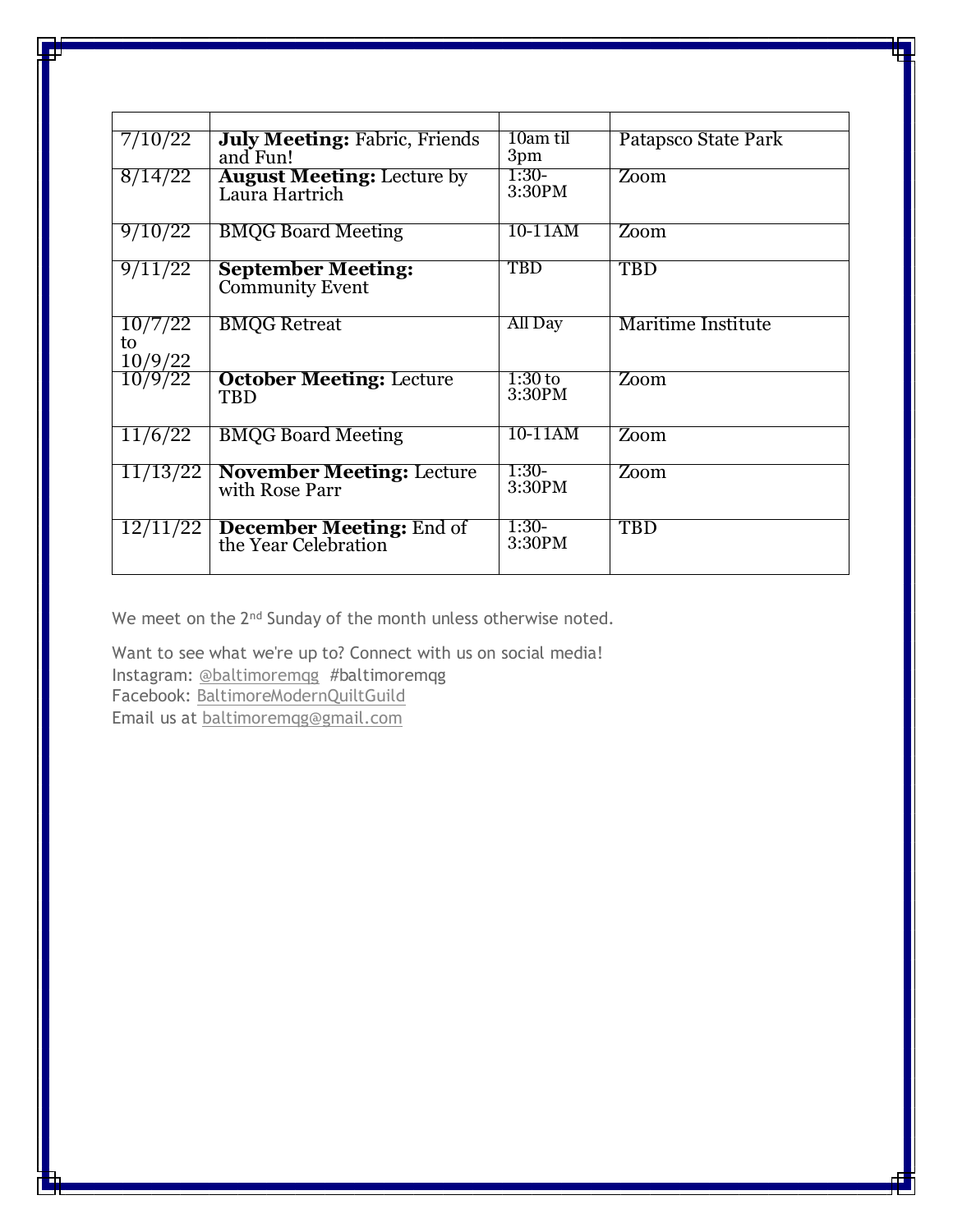| | | | |
|---|---|---|---|
| 7/10/22 | **July Meeting:** Fabric, Friends and Fun! | 10am til 3pm | Patapsco State Park |
| 8/14/22 | **August Meeting:** Lecture by Laura Hartrich | 1:30-3:30PM | Zoom |
| 9/10/22 | BMQG Board Meeting | 10-11AM | Zoom |
| 9/11/22 | **September Meeting:** Community Event | TBD | TBD |
| 10/7/22 to 10/9/22 | BMQG Retreat | All Day | Maritime Institute |
| 10/9/22 | **October Meeting:** Lecture TBD | 1:30 to 3:30PM | Zoom |
| 11/6/22 | BMQG Board Meeting | 10-11AM | Zoom |
| 11/13/22 | **November Meeting:** Lecture with Rose Parr | 1:30-3:30PM | Zoom |
| 12/11/22 | **December Meeting:** End of the Year Celebration | 1:30-3:30PM | TBD |

We meet on the 2nd Sunday of the month unless otherwise noted.

Want to see what we're up to? Connect with us on social media!
Instagram: @baltimoremqg #baltimoremqg
Facebook: BaltimoreModernQuiltGuild
Email us at baltimoremqg@gmail.com